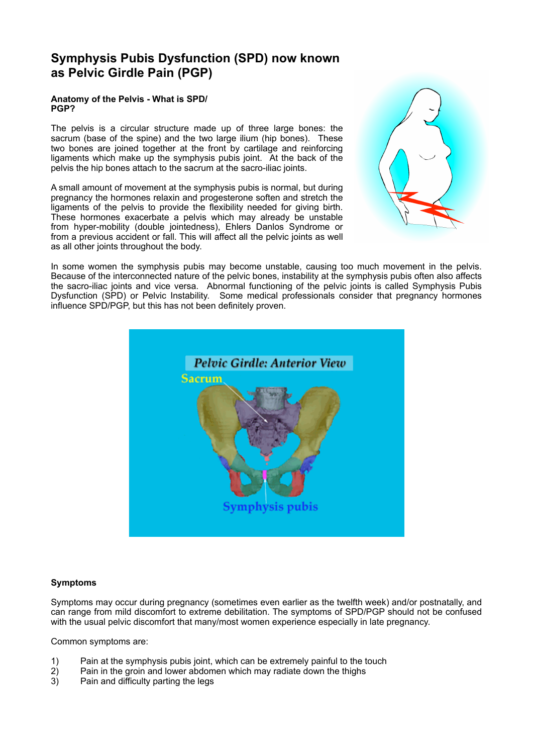# Symphysis Pubis Dysfunction (SPD) now known as Pelvic Girdle Pain (PGP)

**Anatomy of the Pelvis - What is SPD/ PGP?**

The pelvis is a circular structure made up of three large bones: the sacrum (base of the spine) and the two large ilium (hip bones). These two bones are joined together at the front by cartilage and reinforcing ligaments which make up the symphysis pubis joint. At the back of the pelvis the hip bones attach to the sacrum at the sacro-iliac joints.

A small amount of movement at the symphysis pubis is normal, but during pregnancy the hormones relaxin and progesterone soften and stretch the ligaments of the pelvis to provide the flexibility needed for giving birth. These hormones exacerbate a pelvis which may already be unstable from hyper-mobility (double jointedness), Ehlers Danlos Syndrome or from a previous accident or fall. This will affect all the pelvic joints as well as all other joints throughout the body.

In some women the symphysis pubis may become unstable, causing too much movement in the pelvis. Because of the interconnected nature of the pelvic bones, instability at the symphysis pubis often also affects the sacro-iliac joints and vice versa. Abnormal functioning of the pelvic joints is called Symphysis Pubis Dysfunction (SPD) or Pelvic Instability. Some medical professionals consider that pregnancy hormones influence SPD/PGP, but this has not been definitely proven.

Pelvic Girdle: Anterior View

Sacrum

Symphysis pubis

**Symptoms**

Symptoms may occur during pregnancy (sometimes even earlier as the twelfth week) and/or postnatally, and can range from mild discomfort to extreme debilitation. The symptoms of SPD/PGP should not be confused with the usual pelvic discomfort that many/most women experience especially in late pregnancy.

Common symptoms are:

1) Pain at the symphysis pubis joint, which can be extremely painful to the touch
2) Pain in the groin and lower abdomen which may radiate down the thighs
3) Pain and difficulty parting the legs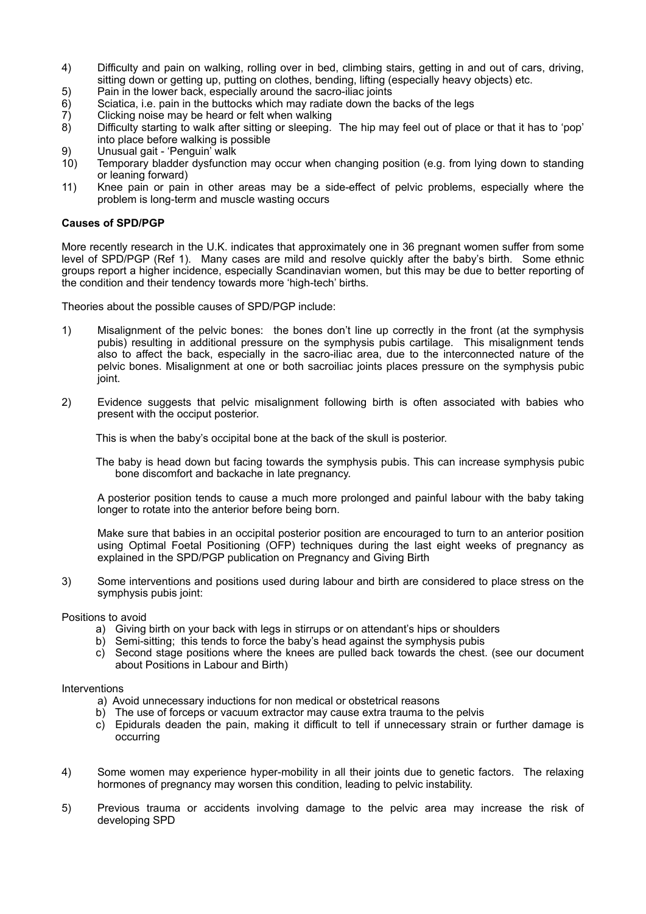4) Difficulty and pain on walking, rolling over in bed, climbing stairs, getting in and out of cars, driving, sitting down or getting up, putting on clothes, bending, lifting (especially heavy objects) etc.
5) Pain in the lower back, especially around the sacro-iliac joints
6) Sciatica, i.e. pain in the buttocks which may radiate down the backs of the legs
7) Clicking noise may be heard or felt when walking
8) Difficulty starting to walk after sitting or sleeping. The hip may feel out of place or that it has to 'pop' into place before walking is possible
9) Unusual gait - 'Penguin' walk
10) Temporary bladder dysfunction may occur when changing position (e.g. from lying down to standing or leaning forward)
11) Knee pain or pain in other areas may be a side-effect of pelvic problems, especially where the problem is long-term and muscle wasting occurs

**Causes of SPD/PGP**

More recently research in the U.K. indicates that approximately one in 36 pregnant women suffer from some level of SPD/PGP (Ref 1). Many cases are mild and resolve quickly after the baby's birth. Some ethnic groups report a higher incidence, especially Scandinavian women, but this may be due to better reporting of the condition and their tendency towards more 'high-tech' births.

Theories about the possible causes of SPD/PGP include:

1) Misalignment of the pelvic bones: the bones don't line up correctly in the front (at the symphysis pubis) resulting in additional pressure on the symphysis pubis cartilage. This misalignment tends also to affect the back, especially in the sacro-iliac area, due to the interconnected nature of the pelvic bones. Misalignment at one or both sacroiliac joints places pressure on the symphysis pubic joint.

2) Evidence suggests that pelvic misalignment following birth is often associated with babies who present with the occiput posterior.

   This is when the baby's occipital bone at the back of the skull is posterior.

   The baby is head down but facing towards the symphysis pubis. This can increase symphysis pubic bone discomfort and backache in late pregnancy.

   A posterior position tends to cause a much more prolonged and painful labour with the baby taking longer to rotate into the anterior before being born.

   Make sure that babies in an occipital posterior position are encouraged to turn to an anterior position using Optimal Foetal Positioning (OFP) techniques during the last eight weeks of pregnancy as explained in the SPD/PGP publication on Pregnancy and Giving Birth

3) Some interventions and positions used during labour and birth are considered to place stress on the symphysis pubis joint:

Positions to avoid

a) Giving birth on your back with legs in stirrups or on attendant's hips or shoulders
b) Semi-sitting; this tends to force the baby's head against the symphysis pubis
c) Second stage positions where the knees are pulled back towards the chest. (see our document about Positions in Labour and Birth)

Interventions

a) Avoid unnecessary inductions for non medical or obstetrical reasons
b) The use of forceps or vacuum extractor may cause extra trauma to the pelvis
c) Epidurals deaden the pain, making it difficult to tell if unnecessary strain or further damage is occurring

4) Some women may experience hyper-mobility in all their joints due to genetic factors. The relaxing hormones of pregnancy may worsen this condition, leading to pelvic instability.

5) Previous trauma or accidents involving damage to the pelvic area may increase the risk of developing SPD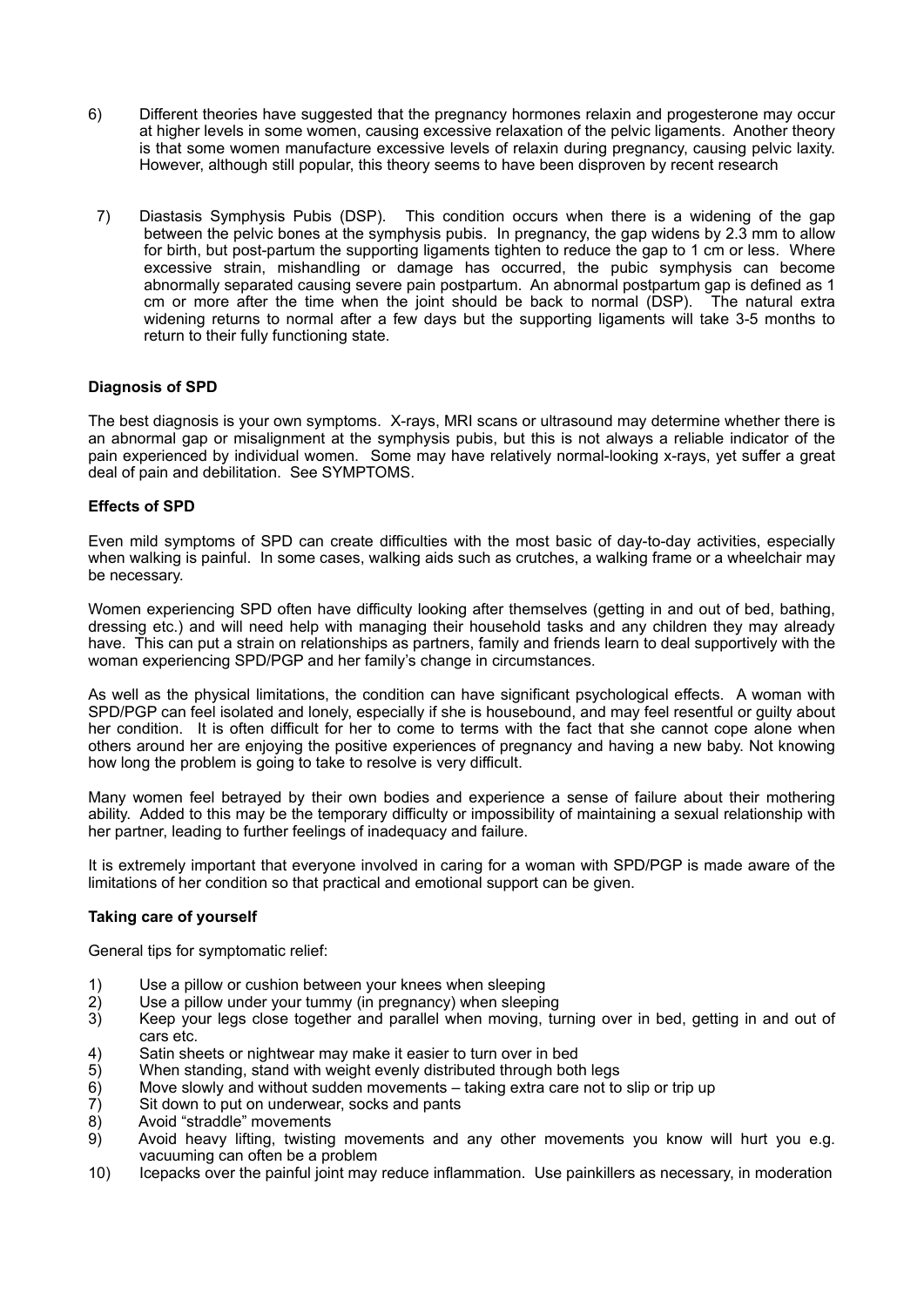6) Different theories have suggested that the pregnancy hormones relaxin and progesterone may occur at higher levels in some women, causing excessive relaxation of the pelvic ligaments. Another theory is that some women manufacture excessive levels of relaxin during pregnancy, causing pelvic laxity. However, although still popular, this theory seems to have been disproven by recent research

7) Diastasis Symphysis Pubis (DSP). This condition occurs when there is a widening of the gap between the pelvic bones at the symphysis pubis. In pregnancy, the gap widens by 2.3 mm to allow for birth, but post-partum the supporting ligaments tighten to reduce the gap to 1 cm or less. Where excessive strain, mishandling or damage has occurred, the pubic symphysis can become abnormally separated causing severe pain postpartum. An abnormal postpartum gap is defined as 1 cm or more after the time when the joint should be back to normal (DSP). The natural extra widening returns to normal after a few days but the supporting ligaments will take 3-5 months to return to their fully functioning state.

**Diagnosis of SPD**

The best diagnosis is your own symptoms. X-rays, MRI scans or ultrasound may determine whether there is an abnormal gap or misalignment at the symphysis pubis, but this is not always a reliable indicator of the pain experienced by individual women. Some may have relatively normal-looking x-rays, yet suffer a great deal of pain and debilitation. See SYMPTOMS.

**Effects of SPD**

Even mild symptoms of SPD can create difficulties with the most basic of day-to-day activities, especially when walking is painful. In some cases, walking aids such as crutches, a walking frame or a wheelchair may be necessary.

Women experiencing SPD often have difficulty looking after themselves (getting in and out of bed, bathing, dressing etc.) and will need help with managing their household tasks and any children they may already have. This can put a strain on relationships as partners, family and friends learn to deal supportively with the woman experiencing SPD/PGP and her family's change in circumstances.

As well as the physical limitations, the condition can have significant psychological effects. A woman with SPD/PGP can feel isolated and lonely, especially if she is housebound, and may feel resentful or guilty about her condition. It is often difficult for her to come to terms with the fact that she cannot cope alone when others around her are enjoying the positive experiences of pregnancy and having a new baby. Not knowing how long the problem is going to take to resolve is very difficult.

Many women feel betrayed by their own bodies and experience a sense of failure about their mothering ability. Added to this may be the temporary difficulty or impossibility of maintaining a sexual relationship with her partner, leading to further feelings of inadequacy and failure.

It is extremely important that everyone involved in caring for a woman with SPD/PGP is made aware of the limitations of her condition so that practical and emotional support can be given.

**Taking care of yourself**

General tips for symptomatic relief:

1) Use a pillow or cushion between your knees when sleeping
2) Use a pillow under your tummy (in pregnancy) when sleeping
3) Keep your legs close together and parallel when moving, turning over in bed, getting in and out of cars etc.
4) Satin sheets or nightwear may make it easier to turn over in bed
5) When standing, stand with weight evenly distributed through both legs
6) Move slowly and without sudden movements – taking extra care not to slip or trip up
7) Sit down to put on underwear, socks and pants
8) Avoid "straddle" movements
9) Avoid heavy lifting, twisting movements and any other movements you know will hurt you e.g. vacuuming can often be a problem
10) Icepacks over the painful joint may reduce inflammation. Use painkillers as necessary, in moderation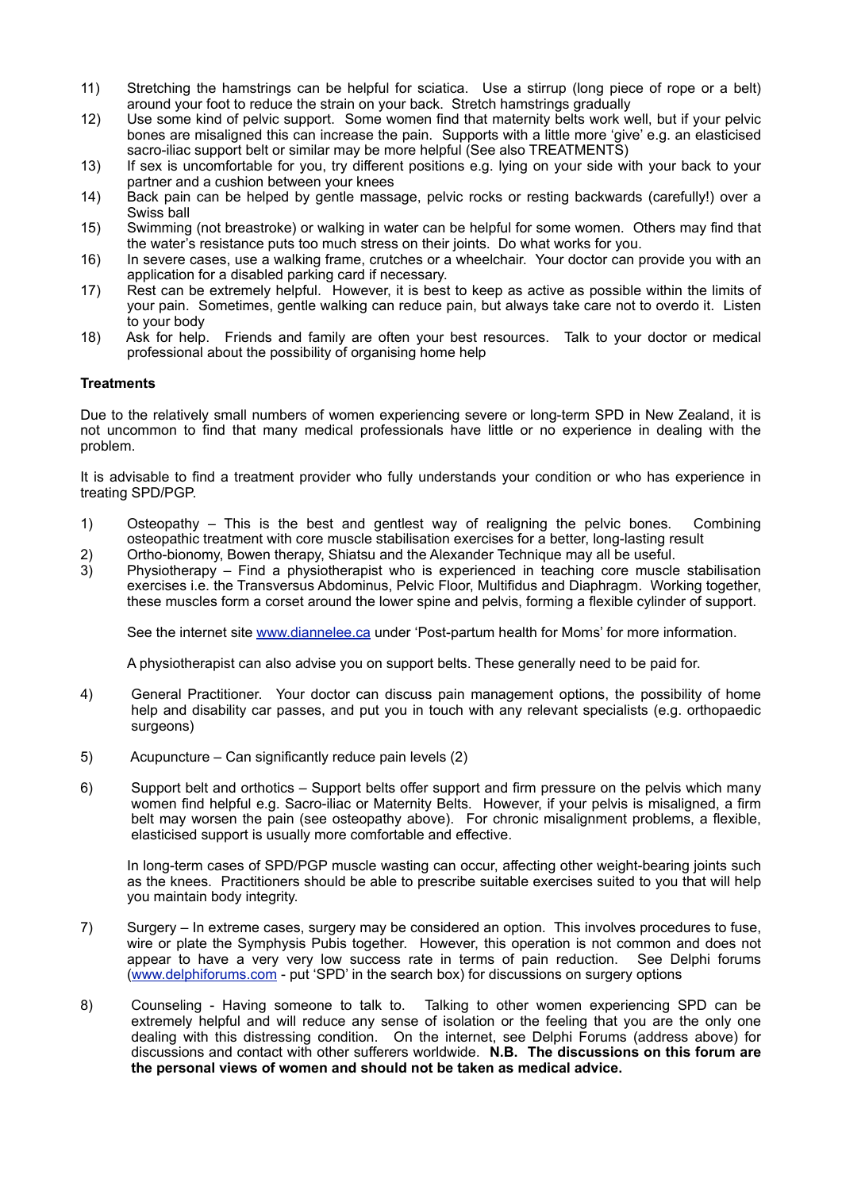11) Stretching the hamstrings can be helpful for sciatica. Use a stirrup (long piece of rope or a belt) around your foot to reduce the strain on your back. Stretch hamstrings gradually
12) Use some kind of pelvic support. Some women find that maternity belts work well, but if your pelvic bones are misaligned this can increase the pain. Supports with a little more 'give' e.g. an elasticised sacro-iliac support belt or similar may be more helpful (See also TREATMENTS)
13) If sex is uncomfortable for you, try different positions e.g. lying on your side with your back to your partner and a cushion between your knees
14) Back pain can be helped by gentle massage, pelvic rocks or resting backwards (carefully!) over a Swiss ball
15) Swimming (not breastroke) or walking in water can be helpful for some women. Others may find that the water's resistance puts too much stress on their joints. Do what works for you.
16) In severe cases, use a walking frame, crutches or a wheelchair. Your doctor can provide you with an application for a disabled parking card if necessary.
17) Rest can be extremely helpful. However, it is best to keep as active as possible within the limits of your pain. Sometimes, gentle walking can reduce pain, but always take care not to overdo it. Listen to your body
18) Ask for help. Friends and family are often your best resources. Talk to your doctor or medical professional about the possibility of organising home help

**Treatments**

Due to the relatively small numbers of women experiencing severe or long-term SPD in New Zealand, it is not uncommon to find that many medical professionals have little or no experience in dealing with the problem.

It is advisable to find a treatment provider who fully understands your condition or who has experience in treating SPD/PGP.

1) Osteopathy – This is the best and gentlest way of realigning the pelvic bones. Combining osteopathic treatment with core muscle stabilisation exercises for a better, long-lasting result
2) Ortho-bionomy, Bowen therapy, Shiatsu and the Alexander Technique may all be useful.
3) Physiotherapy – Find a physiotherapist who is experienced in teaching core muscle stabilisation exercises i.e. the Transversus Abdominus, Pelvic Floor, Multifidus and Diaphragm. Working together, these muscles form a corset around the lower spine and pelvis, forming a flexible cylinder of support.

   See the internet site www.diannelee.ca under 'Post-partum health for Moms' for more information.

   A physiotherapist can also advise you on support belts. These generally need to be paid for.

4) General Practitioner. Your doctor can discuss pain management options, the possibility of home help and disability car passes, and put you in touch with any relevant specialists (e.g. orthopaedic surgeons)

5) Acupuncture – Can significantly reduce pain levels (2)

6) Support belt and orthotics – Support belts offer support and firm pressure on the pelvis which many women find helpful e.g. Sacro-iliac or Maternity Belts. However, if your pelvis is misaligned, a firm belt may worsen the pain (see osteopathy above). For chronic misalignment problems, a flexible, elasticised support is usually more comfortable and effective.

   In long-term cases of SPD/PGP muscle wasting can occur, affecting other weight-bearing joints such as the knees. Practitioners should be able to prescribe suitable exercises suited to you that will help you maintain body integrity.

7) Surgery – In extreme cases, surgery may be considered an option. This involves procedures to fuse, wire or plate the Symphysis Pubis together. However, this operation is not common and does not appear to have a very very low success rate in terms of pain reduction. See Delphi forums (www.delphiforums.com - put 'SPD' in the search box) for discussions on surgery options

8) Counseling - Having someone to talk to. Talking to other women experiencing SPD can be extremely helpful and will reduce any sense of isolation or the feeling that you are the only one dealing with this distressing condition. On the internet, see Delphi Forums (address above) for discussions and contact with other sufferers worldwide. **N.B. The discussions on this forum are the personal views of women and should not be taken as medical advice.**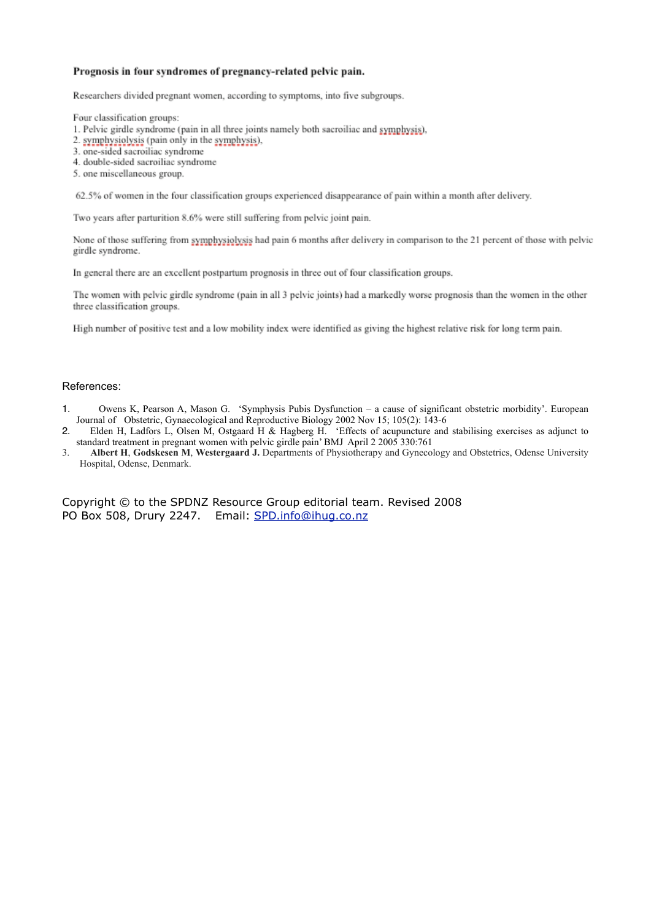## Prognosis in four syndromes of pregnancy-related pelvic pain.

Researchers divided pregnant women, according to symptoms, into five subgroups.

Four classification groups:

1. Pelvic girdle syndrome (pain in all three joints namely both sacroiliac and symphysis),
2. symphysiolysis (pain only in the symphysis),
3. one-sided sacroiliac syndrome
4. double-sided sacroiliac syndrome
5. one miscellaneous group.

62.5% of women in the four classification groups experienced disappearance of pain within a month after delivery.

Two years after parturition 8.6% were still suffering from pelvic joint pain.

None of those suffering from symphysiolysis had pain 6 months after delivery in comparison to the 21 percent of those with pelvic girdle syndrome.

In general there are an excellent postpartum prognosis in three out of four classification groups.

The women with pelvic girdle syndrome (pain in all 3 pelvic joints) had a markedly worse prognosis than the women in the other three classification groups.

High number of positive test and a low mobility index were identified as giving the highest relative risk for long term pain.

References:

1. Owens K, Pearson A, Mason G. 'Symphysis Pubis Dysfunction – a cause of significant obstetric morbidity'. European Journal of Obstetric, Gynaecological and Reproductive Biology 2002 Nov 15; 105(2): 143-6
2. Elden H, Ladfors L, Olsen M, Ostgaard H & Hagberg H. 'Effects of acupuncture and stabilising exercises as adjunct to standard treatment in pregnant women with pelvic girdle pain' BMJ April 2 2005 330:761
3. **Albert H**, **Godskesen M**, **Westergaard J.** Departments of Physiotherapy and Gynecology and Obstetrics, Odense University Hospital, Odense, Denmark.

Copyright © to the SPDNZ Resource Group editorial team. Revised 2008
PO Box 508, Drury 2247. Email: SPD.info@ihug.co.nz